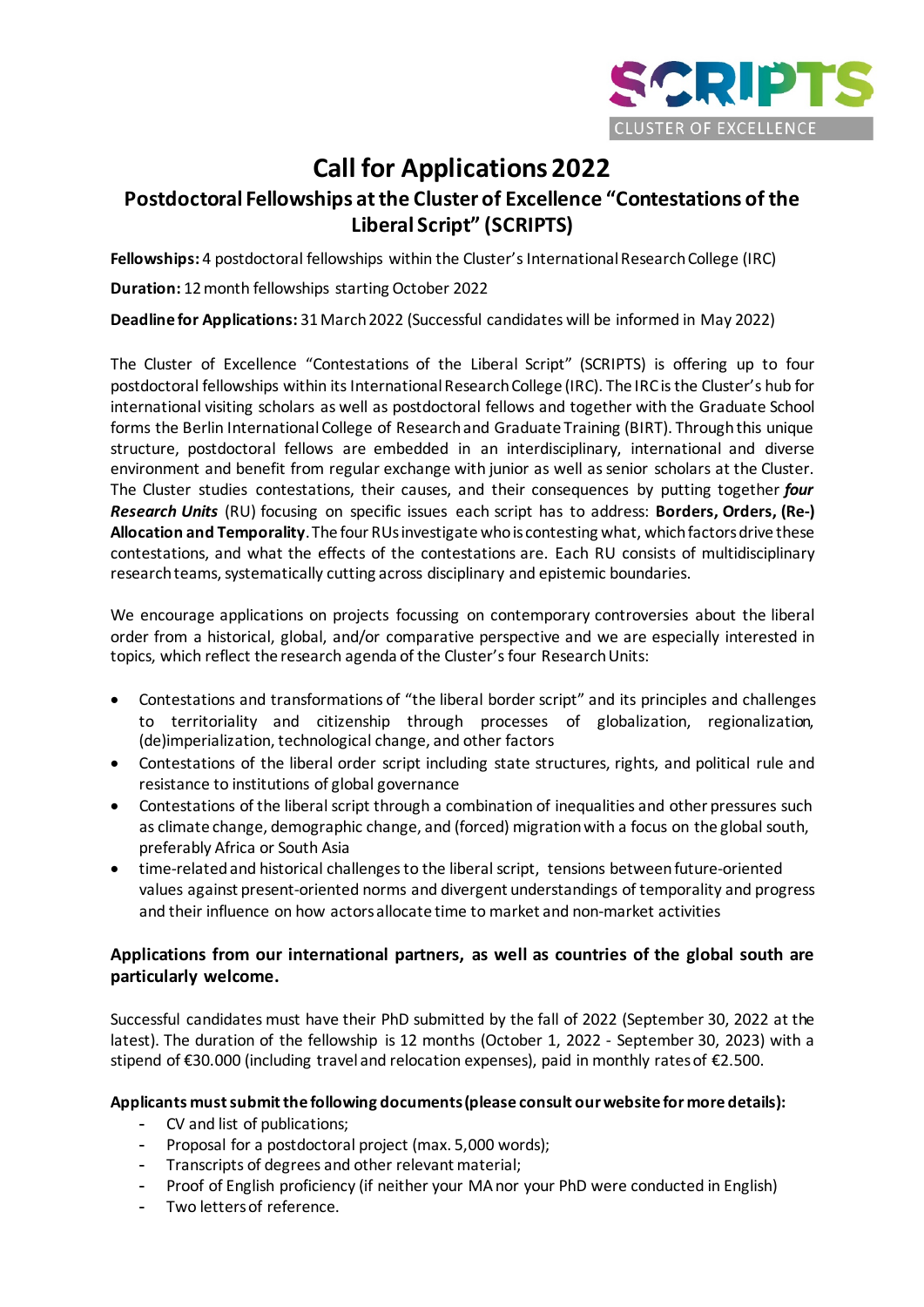# Call for Applications 2022

## Postdoctoral Fellowships at the Cluster of Excellence "Contestations of the Liberal Script" (SCRIPTS)

**Fellowships:** 4 postdoctoral fellowships within the Cluster's International Research College (IRC)

**Duration:** 12 month fellowships starting October 2022

**Deadline for Applications:** 31 March 2022 (Successful candidates will be informed in May 2022)

The Cluster of Excellence "Contestations of the Liberal Script" (SCRIPTS) is offering up to four postdoctoral fellowships within its International Research College (IRC). The IRC is the Cluster's hub for international visiting scholars as well as postdoctoral fellows and together with the Graduate School forms the Berlin International College of Research and Graduate Training (BIRT). Through this unique structure, postdoctoral fellows are embedded in an interdisciplinary, international and diverse environment and benefit from regular exchange with junior as well as senior scholars at the Cluster. The Cluster studies contestations, their causes, and their consequences by putting together ***four Research Units*** (RU) focusing on specific issues each script has to address: **Borders, Orders, (Re-) Allocation and Temporality**. The four RUs investigate who is contesting what, which factors drive these contestations, and what the effects of the contestations are. Each RU consists of multidisciplinary research teams, systematically cutting across disciplinary and epistemic boundaries.

We encourage applications on projects focussing on contemporary controversies about the liberal order from a historical, global, and/or comparative perspective and we are especially interested in topics, which reflect the research agenda of the Cluster's four Research Units:

- Contestations and transformations of "the liberal border script" and its principles and challenges to territoriality and citizenship through processes of globalization, regionalization, (de)imperialization, technological change, and other factors
- Contestations of the liberal order script including state structures, rights, and political rule and resistance to institutions of global governance
- Contestations of the liberal script through a combination of inequalities and other pressures such as climate change, demographic change, and (forced) migration with a focus on the global south, preferably Africa or South Asia
- time-related and historical challenges to the liberal script, tensions between future-oriented values against present-oriented norms and divergent understandings of temporality and progress and their influence on how actors allocate time to market and non-market activities

**Applications from our international partners, as well as countries of the global south are particularly welcome.**

Successful candidates must have their PhD submitted by the fall of 2022 (September 30, 2022 at the latest). The duration of the fellowship is 12 months (October 1, 2022 - September 30, 2023) with a stipend of €30.000 (including travel and relocation expenses), paid in monthly rates of €2.500.

**Applicants must submit the following documents (please consult our website for more details):**

- CV and list of publications;
- Proposal for a postdoctoral project (max. 5,000 words);
- Transcripts of degrees and other relevant material;
- Proof of English proficiency (if neither your MA nor your PhD were conducted in English)
- Two letters of reference.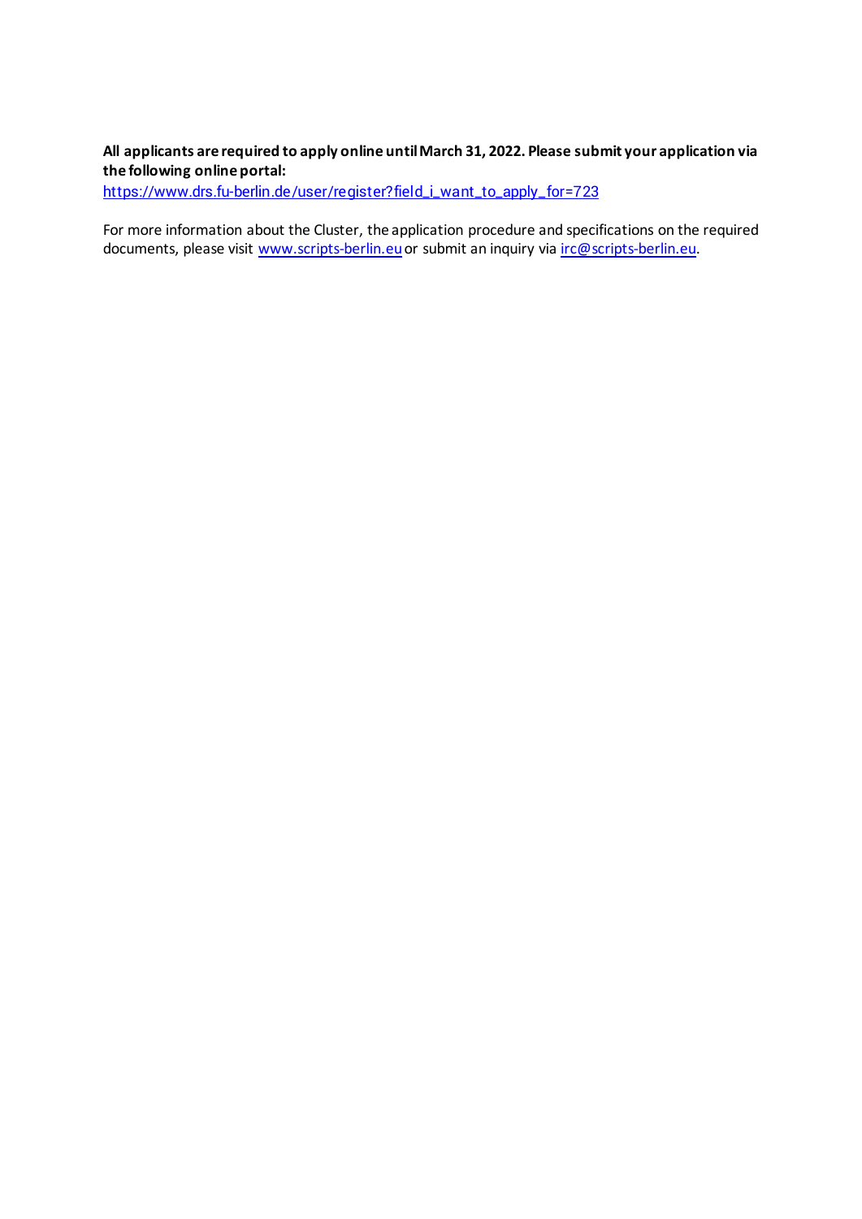**All applicants are required to apply online until March 31, 2022. Please submit your application via the following online portal:**
https://www.drs.fu-berlin.de/user/register?field_i_want_to_apply_for=723

For more information about the Cluster, the application procedure and specifications on the required documents, please visit www.scripts-berlin.eu or submit an inquiry via irc@scripts-berlin.eu.